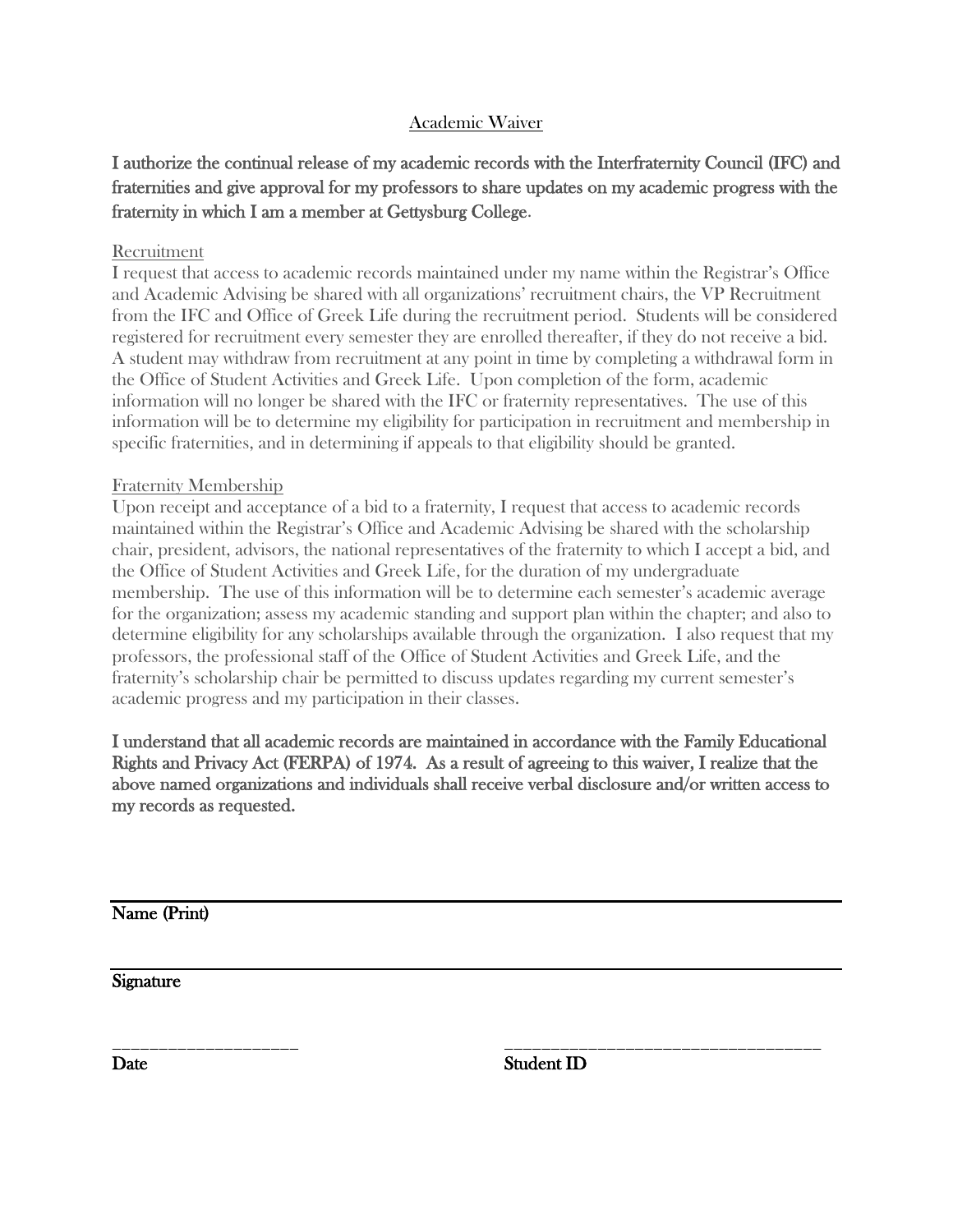# Academic Waiver

**I authorize the continual release of my academic records with the Interfraternity Council (IFC) and fraternities and give approval for my professors to share updates on my academic progress with the fraternity in which I am a member at Gettysburg College.**

## Recruitment

I request that access to academic records maintained under my name within the Registrar's Office and Academic Advising be shared with all organizations' recruitment chairs, the VP Recruitment from the IFC and Office of Greek Life during the recruitment period. Students will be considered registered for recruitment every semester they are enrolled thereafter, if they do not receive a bid. A student may withdraw from recruitment at any point in time by completing a withdrawal form in the Office of Student Activities and Greek Life. Upon completion of the form, academic information will no longer be shared with the IFC or fraternity representatives. The use of this information will be to determine my eligibility for participation in recruitment and membership in specific fraternities, and in determining if appeals to that eligibility should be granted.

## Fraternity Membership

Upon receipt and acceptance of a bid to a fraternity, I request that access to academic records maintained within the Registrar's Office and Academic Advising be shared with the scholarship chair, president, advisors, the national representatives of the fraternity to which I accept a bid, and the Office of Student Activities and Greek Life, for the duration of my undergraduate membership. The use of this information will be to determine each semester's academic average for the organization; assess my academic standing and support plan within the chapter; and also to determine eligibility for any scholarships available through the organization. I also request that my professors, the professional staff of the Office of Student Activities and Greek Life, and the fraternity's scholarship chair be permitted to discuss updates regarding my current semester's academic progress and my participation in their classes.

**I understand that all academic records are maintained in accordance with the Family Educational Rights and Privacy Act (FERPA) of 1974. As a result of agreeing to this waiver, I realize that the above named organizations and individuals shall receive verbal disclosure and/or written access to my records as requested.**

---

**Name (Print)**

---

**Signature**

____________________ ____________________________________

**Date** **Student ID**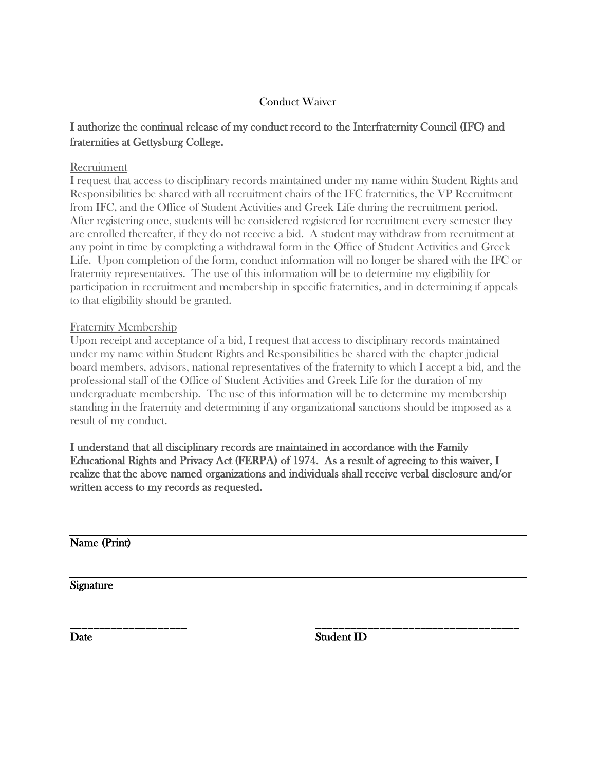## Conduct Waiver

**I authorize the continual release of my conduct record to the Interfraternity Council (IFC) and fraternities at Gettysburg College.**

### Recruitment

I request that access to disciplinary records maintained under my name within Student Rights and Responsibilities be shared with all recruitment chairs of the IFC fraternities, the VP Recruitment from IFC, and the Office of Student Activities and Greek Life during the recruitment period. After registering once, students will be considered registered for recruitment every semester they are enrolled thereafter, if they do not receive a bid. A student may withdraw from recruitment at any point in time by completing a withdrawal form in the Office of Student Activities and Greek Life. Upon completion of the form, conduct information will no longer be shared with the IFC or fraternity representatives. The use of this information will be to determine my eligibility for participation in recruitment and membership in specific fraternities, and in determining if appeals to that eligibility should be granted.

### Fraternity Membership

Upon receipt and acceptance of a bid, I request that access to disciplinary records maintained under my name within Student Rights and Responsibilities be shared with the chapter judicial board members, advisors, national representatives of the fraternity to which I accept a bid, and the professional staff of the Office of Student Activities and Greek Life for the duration of my undergraduate membership. The use of this information will be to determine my membership standing in the fraternity and determining if any organizational sanctions should be imposed as a result of my conduct.

**I understand that all disciplinary records are maintained in accordance with the Family Educational Rights and Privacy Act (FERPA) of 1974. As a result of agreeing to this waiver, I realize that the above named organizations and individuals shall receive verbal disclosure and/or written access to my records as requested.**

______________________________________________

**Name (Print)**

______________________________________________

**Signature**

____________________ &nbsp;&nbsp;&nbsp;&nbsp;&nbsp;&nbsp;&nbsp;&nbsp;&nbsp;&nbsp;&nbsp;&nbsp; ____________________________________

**Date** &nbsp;&nbsp;&nbsp;&nbsp;&nbsp;&nbsp;&nbsp;&nbsp;&nbsp;&nbsp;&nbsp;&nbsp;&nbsp;&nbsp;&nbsp;&nbsp;&nbsp;&nbsp;&nbsp;&nbsp;&nbsp;&nbsp;&nbsp;&nbsp;&nbsp;&nbsp;&nbsp;&nbsp;&nbsp;&nbsp; **Student ID**